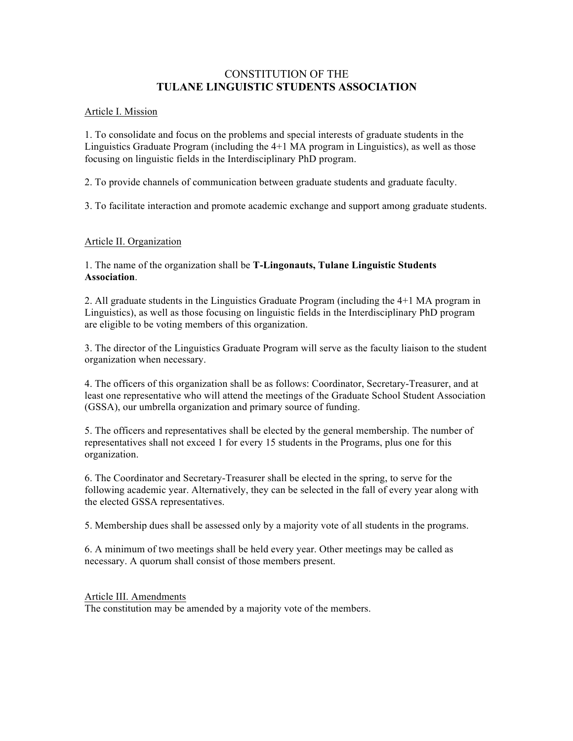# CONSTITUTION OF THE
# TULANE LINGUISTIC STUDENTS ASSOCIATION

## Article I. Mission

1. To consolidate and focus on the problems and special interests of graduate students in the Linguistics Graduate Program (including the 4+1 MA program in Linguistics), as well as those focusing on linguistic fields in the Interdisciplinary PhD program.

2. To provide channels of communication between graduate students and graduate faculty.

3. To facilitate interaction and promote academic exchange and support among graduate students.

## Article II. Organization

1. The name of the organization shall be **T-Lingonauts, Tulane Linguistic Students Association**.

2. All graduate students in the Linguistics Graduate Program (including the 4+1 MA program in Linguistics), as well as those focusing on linguistic fields in the Interdisciplinary PhD program are eligible to be voting members of this organization.

3. The director of the Linguistics Graduate Program will serve as the faculty liaison to the student organization when necessary.

4. The officers of this organization shall be as follows: Coordinator, Secretary-Treasurer, and at least one representative who will attend the meetings of the Graduate School Student Association (GSSA), our umbrella organization and primary source of funding.

5. The officers and representatives shall be elected by the general membership. The number of representatives shall not exceed 1 for every 15 students in the Programs, plus one for this organization.

6. The Coordinator and Secretary-Treasurer shall be elected in the spring, to serve for the following academic year. Alternatively, they can be selected in the fall of every year along with the elected GSSA representatives.

5. Membership dues shall be assessed only by a majority vote of all students in the programs.

6. A minimum of two meetings shall be held every year. Other meetings may be called as necessary. A quorum shall consist of those members present.

## Article III. Amendments

The constitution may be amended by a majority vote of the members.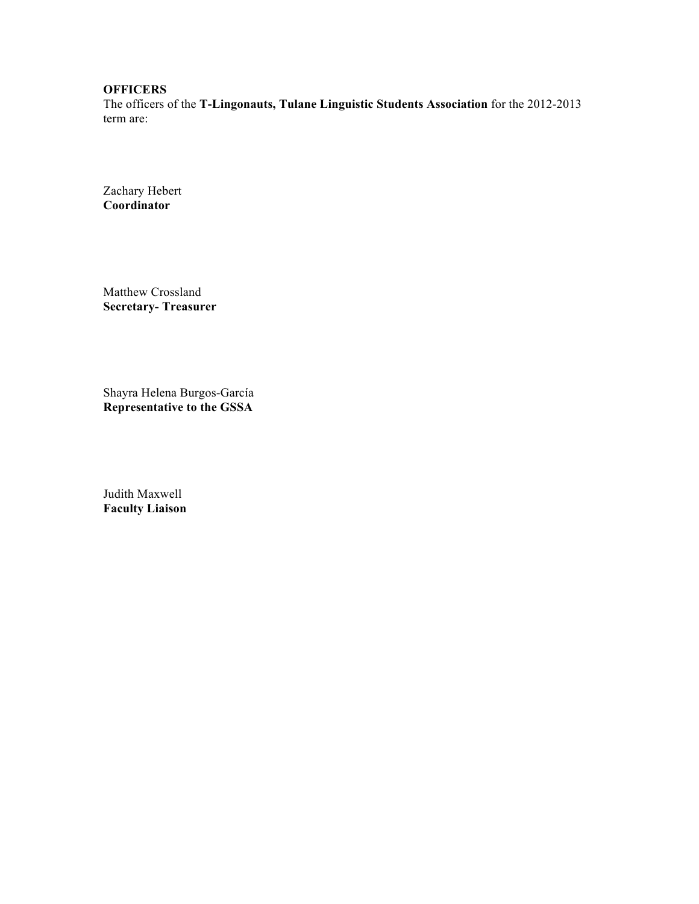**OFFICERS**

The officers of the **T-Lingonauts, Tulane Linguistic Students Association** for the 2012-2013 term are:

Zachary Hebert
**Coordinator**

Matthew Crossland
**Secretary- Treasurer**

Shayra Helena Burgos-García
**Representative to the GSSA**

Judith Maxwell
**Faculty Liaison**